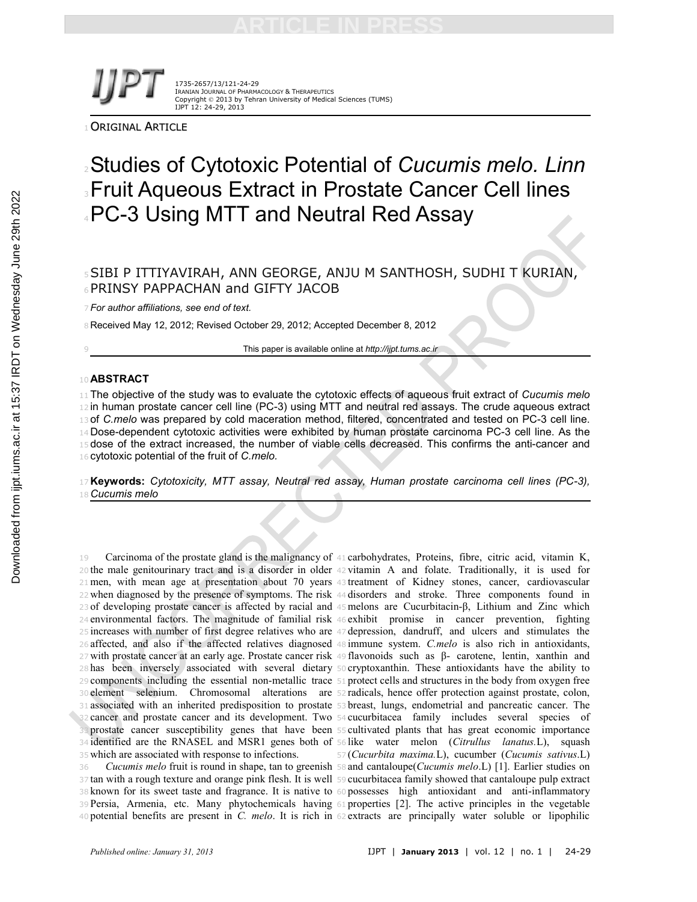ORIGINAL ARTICLE

# Studies of Cytotoxic Potential of *Cucumis melo. Linn* Fruit Aqueous Extract in Prostate Cancer Cell lines PC-3 Using MTT and Neutral Red Assay

SIBI P ITTIYAVIRAH, ANN GEORGE, ANJU M SANTHOSH, SUDHI T KURIAN, PRINSY PAPPACHAN and GIFTY JACOB

*For author affiliations, see end of text.*

Received May 12, 2012; Revised October 29, 2012; Accepted December 8, 2012

This paper is available online at *http://ijpt.tums.ac.ir*

## ABSTRACT

The objective of the study was to evaluate the cytotoxic effects of aqueous fruit extract of *Cucumis melo* in human prostate cancer cell line (PC-3) using MTT and neutral red assays. The crude aqueous extract of *C.melo* was prepared by cold maceration method, filtered, concentrated and tested on PC-3 cell line. Dose-dependent cytotoxic activities were exhibited by human prostate carcinoma PC-3 cell line. As the dose of the extract increased, the number of viable cells decreased. This confirms the anti-cancer and cytotoxic potential of the fruit of *C.melo.*

**Keywords:** *Cytotoxicity, MTT assay, Neutral red assay, Human prostate carcinoma cell lines (PC-3), Cucumis melo*

Carcinoma of the prostate gland is the malignancy of the male genitourinary tract and is a disorder in older men, with mean age at presentation about 70 years when diagnosed by the presence of symptoms. The risk of developing prostate cancer is affected by racial and environmental factors. The magnitude of familial risk increases with number of first degree relatives who are affected, and also if the affected relatives diagnosed with prostate cancer at an early age. Prostate cancer risk has been inversely associated with several dietary components including the essential non-metallic trace element selenium. Chromosomal alterations are associated with an inherited predisposition to prostate cancer and prostate cancer and its development. Two prostate cancer susceptibility genes that have been identified are the RNASEL and MSR1 genes both of which are associated with response to infections.

*Cucumis melo* fruit is round in shape, tan to greenish tan with a rough texture and orange pink flesh. It is well known for its sweet taste and fragrance. It is native to Persia, Armenia, etc. Many phytochemicals having potential benefits are present in *C. melo*. It is rich in carbohydrates, Proteins, fibre, citric acid, vitamin K, vitamin A and folate. Traditionally, it is used for treatment of Kidney stones, cancer, cardiovascular disorders and stroke. Three components found in melons are Cucurbitacin-β, Lithium and Zinc which exhibit promise in cancer prevention, fighting depression, dandruff, and ulcers and stimulates the immune system. *C.melo* is also rich in antioxidants, flavonoids such as β- carotene, lentin, xanthin and cryptoxanthin. These antioxidants have the ability to protect cells and structures in the body from oxygen free radicals, hence offer protection against prostate, colon, breast, lungs, endometrial and pancreatic cancer. The cucurbitacea family includes several species of cultivated plants that has great economic importance like water melon (*Citrullus lanatus.*L), squash (*Cucurbita maxima.*L), cucumber (*Cucumis sativus*.L) and cantaloupe(*Cucumis melo*.L) [1]. Earlier studies on cucurbitacea family showed that cantaloupe pulp extract possesses high antioxidant and anti-inflammatory properties [2]. The active principles in the vegetable extracts are principally water soluble or lipophilic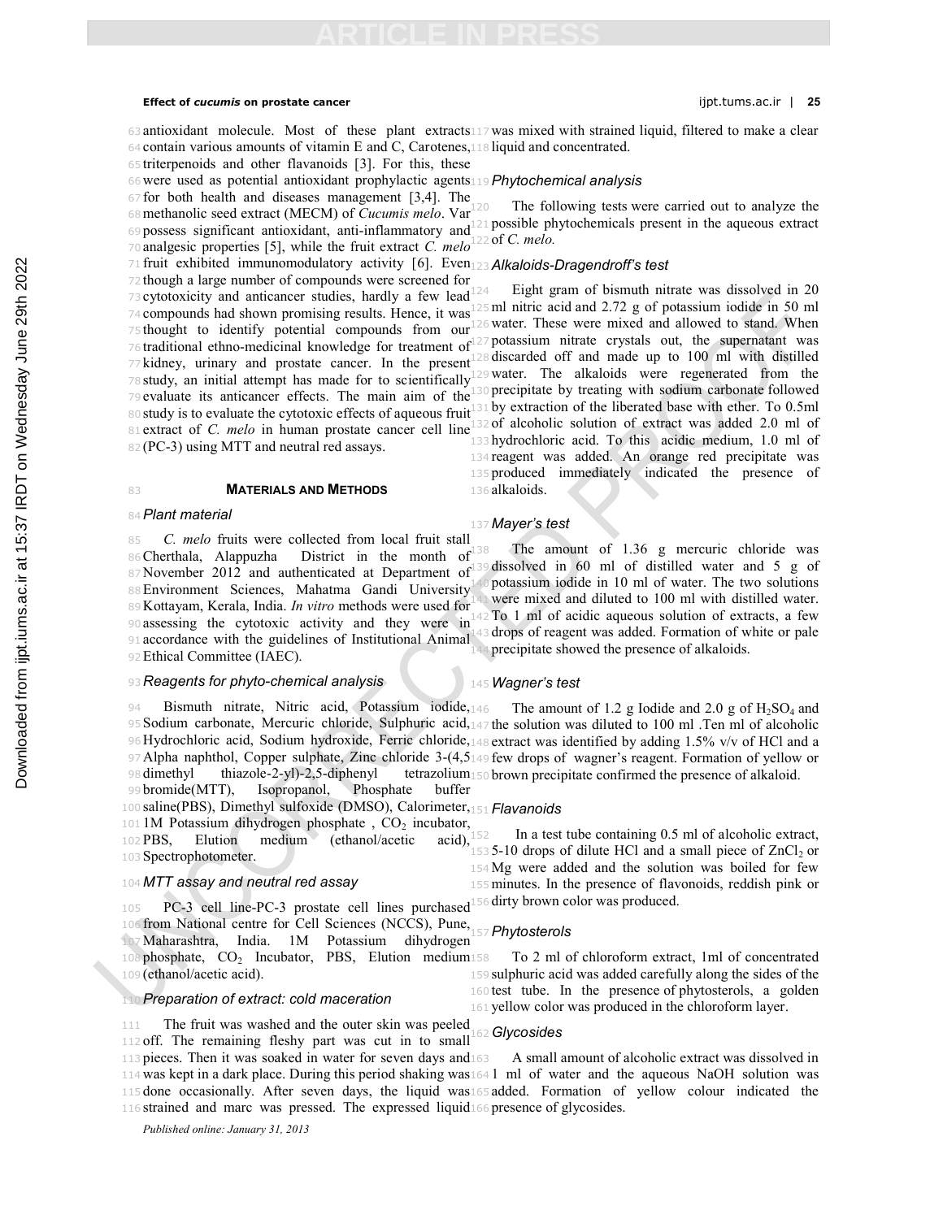antioxidant molecule. Most of these plant extracts contain various amounts of vitamin E and C, Carotenes, triterpenoids and other flavanoids [3]. For this, these were used as potential antioxidant prophylactic agents for both health and diseases management [3,4]. The methanolic seed extract (MECM) of *Cucumis melo*. Var possess significant antioxidant, anti-inflammatory and analgesic properties [5], while the fruit extract *C. melo* fruit exhibited immunomodulatory activity [6]. Even though a large number of compounds were screened for cytotoxicity and anticancer studies, hardly a few lead compounds had shown promising results. Hence, it was thought to identify potential compounds from our traditional ethno-medicinal knowledge for treatment of kidney, urinary and prostate cancer. In the present study, an initial attempt has made for to scientifically evaluate its anticancer effects. The main aim of the study is to evaluate the cytotoxic effects of aqueous fruit extract of *C. melo* in human prostate cancer cell line (PC-3) using MTT and neutral red assays.

## MATERIALS AND METHODS

### Plant material

*C. melo* fruits were collected from local fruit stall Cherthala, Alappuzha District in the month of November 2012 and authenticated at Department of Environment Sciences, Mahatma Gandhi University Kottayam, Kerala, India. *In vitro* methods were used for assessing the cytotoxic activity and they were in accordance with the guidelines of Institutional Animal Ethical Committee (IAEC).

### Reagents for phyto-chemical analysis

Bismuth nitrate, Nitric acid, Potassium iodide, Sodium carbonate, Mercuric chloride, Sulphuric acid, Hydrochloric acid, Sodium hydroxide, Ferric chloride, Alpha naphthol, Copper sulphate, Zinc chloride 3-(4,5 dimethyl thiazole-2-yl)-2,5-diphenyl tetrazolium bromide(MTT), Isopropanol, Phosphate buffer saline(PBS), Dimethyl sulfoxide (DMSO), Calorimeter, 1M Potassium dihydrogen phosphate , $CO_2$ incubator, PBS, Elution medium (ethanol/acetic acid), Spectrophotometer.

### MTT assay and neutral red assay

PC-3 cell line-PC-3 prostate cell lines purchased from National centre for Cell Sciences (NCCS), Pune, Maharashtra, India. 1M Potassium dihydrogen phosphate, $CO_2$ Incubator, PBS, Elution medium (ethanol/acetic acid).

### Preparation of extract: cold maceration

The fruit was washed and the outer skin was peeled off. The remaining fleshy part was cut in to small pieces. Then it was soaked in water for seven days and was kept in a dark place. During this period shaking was done occasionally. After seven days, the liquid was strained and marc was pressed. The expressed liquid was mixed with strained liquid, filtered to make a clear liquid and concentrated.

### Phytochemical analysis

The following tests were carried out to analyze the possible phytochemicals present in the aqueous extract of *C. melo.*

### Alkaloids-Dragendroff's test

Eight gram of bismuth nitrate was dissolved in 20 ml nitric acid and 2.72 g of potassium iodide in 50 ml water. These were mixed and allowed to stand. When potassium nitrate crystals out, the supernatant was discarded off and made up to 100 ml with distilled water. The alkaloids were regenerated from the precipitate by treating with sodium carbonate followed by extraction of the liberated base with ether. To 0.5ml of alcoholic solution of extract was added 2.0 ml of hydrochloric acid. To this acidic medium, 1.0 ml of reagent was added. An orange red precipitate was produced immediately indicated the presence of alkaloids.

### Mayer's test

The amount of 1.36 g mercuric chloride was dissolved in 60 ml of distilled water and 5 g of potassium iodide in 10 ml of water. The two solutions were mixed and diluted to 100 ml with distilled water. To 1 ml of acidic aqueous solution of extracts, a few drops of reagent was added. Formation of white or pale precipitate showed the presence of alkaloids.

### Wagner's test

The amount of 1.2 g Iodide and 2.0 g of $H_2SO_4$ and the solution was diluted to 100 ml .Ten ml of alcoholic extract was identified by adding 1.5% v/v of HCl and a few drops of wagner's reagent. Formation of yellow or brown precipitate confirmed the presence of alkaloid.

### Flavanoids

In a test tube containing 0.5 ml of alcoholic extract, 5-10 drops of dilute HCl and a small piece of $ZnCl_2$ or Mg were added and the solution was boiled for few minutes. In the presence of flavonoids, reddish pink or dirty brown color was produced.

### Phytosterols

To 2 ml of chloroform extract, 1ml of concentrated sulphuric acid was added carefully along the sides of the test tube. In the presence of phytosterols, a golden yellow color was produced in the chloroform layer.

### Glycosides

A small amount of alcoholic extract was dissolved in 1 ml of water and the aqueous NaOH solution was added. Formation of yellow colour indicated the presence of glycosides.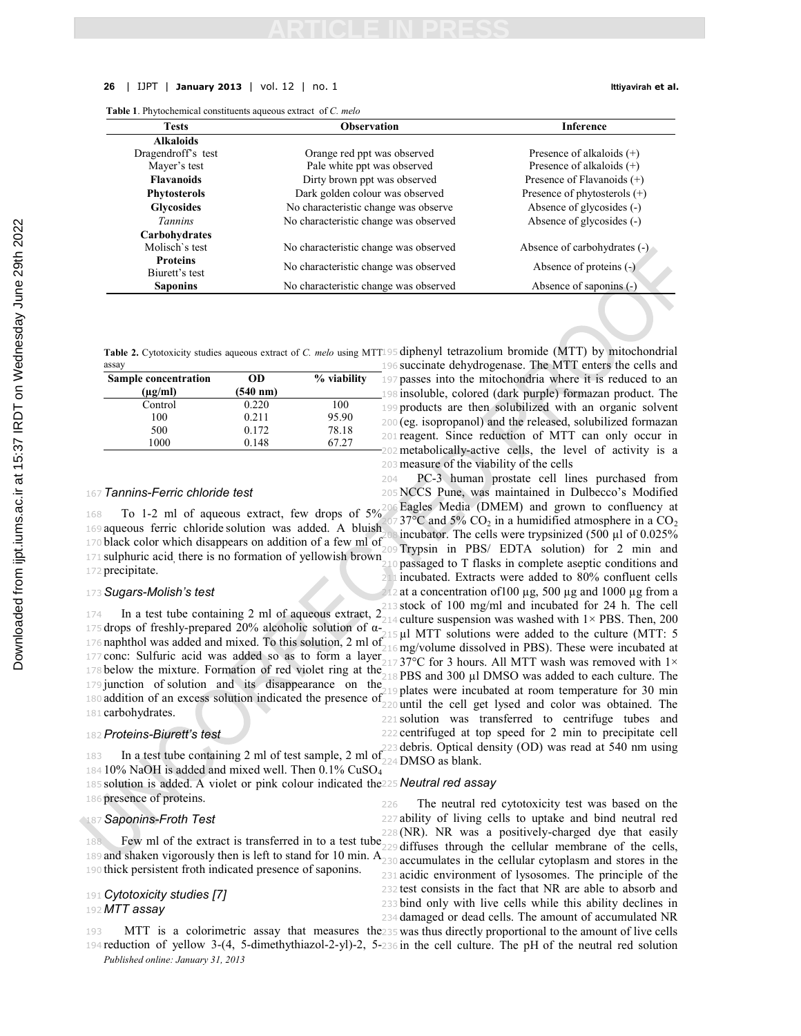**Table 1**. Phytochemical constituents aqueous extract of *C. melo*

| Tests | Observation | Inference |
|---|---|---|
| **Alkaloids** | | |
| Dragendroff's test | Orange red ppt was observed | Presence of alkaloids (+) |
| Mayer's test | Pale white ppt was observed | Presence of alkaloids (+) |
| **Flavanoids** | Dirty brown ppt was observed | Presence of Flavanoids (+) |
| **Phytosterols** | Dark golden colour was observed | Presence of phytosterols (+) |
| **Glycosides** | No characteristic change was observe | Absence of glycosides (-) |
| *Tannins* | No characteristic change was observed | Absence of glycosides (-) |
| **Carbohydrates** | | |
| Molisch`s test | No characteristic change was observed | Absence of carbohydrates (-) |
| **Proteins** Biurett's test | No characteristic change was observed | Absence of proteins (-) |
| **Saponins** | No characteristic change was observed | Absence of saponins (-) |

**Table 2.** Cytotoxicity studies aqueous extract of *C. melo* using MTT assay

| Sample concentration (µg/ml) | OD (540 nm) | % viability |
|---|---|---|
| Control | 0.220 | 100 |
| 100 | 0.211 | 95.90 |
| 500 | 0.172 | 78.18 |
| 1000 | 0.148 | 67.27 |

### *Tannins-Ferric chloride test*

To 1-2 ml of aqueous extract, few drops of 5% aqueous ferric chloride solution was added. A bluish black color which disappears on addition of a few ml of sulphuric acid, there is no formation of yellowish brown precipitate.

### *Sugars-Molish's test*

In a test tube containing 2 ml of aqueous extract, 2 drops of freshly-prepared 20% alcoholic solution of α-naphthol was added and mixed. To this solution, 2 ml of conc: Sulfuric acid was added so as to form a layer below the mixture. Formation of red violet ring at the junction of solution and its disappearance on the addition of an excess solution indicated the presence of carbohydrates.

### *Proteins-Biurett's test*

In a test tube containing 2 ml of test sample, 2 ml of 10% NaOH is added and mixed well. Then 0.1% $CuSO_4$ solution is added. A violet or pink colour indicated the presence of proteins.

### *Saponins-Froth Test*

Few ml of the extract is transferred in to a test tube and shaken vigorously then is left to stand for 10 min. A thick persistent froth indicated presence of saponins.

### *Cytotoxicity studies [7]*

### *MTT assay*

MTT is a colorimetric assay that measures the reduction of yellow 3-(4, 5-dimethythiazol-2-yl)-2, 5-diphenyl tetrazolium bromide (MTT) by mitochondrial succinate dehydrogenase. The MTT enters the cells and passes into the mitochondria where it is reduced to an insoluble, colored (dark purple) formazan product. The products are then solubilized with an organic solvent (eg. isopropanol) and the released, solubilized formazan reagent. Since reduction of MTT can only occur in metabolically-active cells, the level of activity is a measure of the viability of the cells

PC-3 human prostate cell lines purchased from NCCS Pune, was maintained in Dulbecco's Modified Eagles Media (DMEM) and grown to confluency at 37°C and 5% $CO_2$ in a humidified atmosphere in a $CO_2$ incubator. The cells were trypsinized (500 µl of 0.025% Trypsin in PBS/ EDTA solution) for 2 min and passaged to T flasks in complete aseptic conditions and incubated. Extracts were added to 80% confluent cells at a concentration of100 µg, 500 µg and 1000 µg from a stock of 100 mg/ml and incubated for 24 h. The cell culture suspension was washed with 1× PBS. Then, 200 µl MTT solutions were added to the culture (MTT: 5 mg/volume dissolved in PBS). These were incubated at 37°C for 3 hours. All MTT wash was removed with 1× PBS and 300 µl DMSO was added to each culture. The plates were incubated at room temperature for 30 min until the cell get lysed and color was obtained. The solution was transferred to centrifuge tubes and centrifuged at top speed for 2 min to precipitate cell debris. Optical density (OD) was read at 540 nm using DMSO as blank.

### *Neutral red assay*

The neutral red cytotoxicity test was based on the ability of living cells to uptake and bind neutral red (NR). NR was a positively-charged dye that easily diffuses through the cellular membrane of the cells, accumulates in the cellular cytoplasm and stores in the acidic environment of lysosomes. The principle of the test consists in the fact that NR are able to absorb and bind only with live cells while this ability declines in damaged or dead cells. The amount of accumulated NR was thus directly proportional to the amount of live cells in the cell culture. The pH of the neutral red solution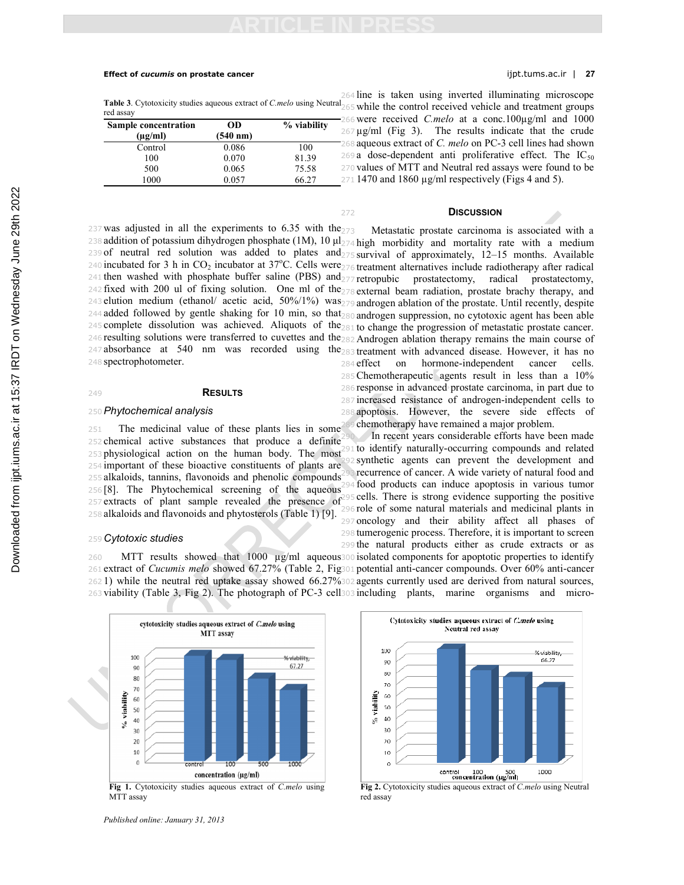Table 3. Cytotoxicity studies aqueous extract of *C.melo* using Neutral red assay

| Sample concentration (µg/ml) | OD (540 nm) | % viability |
|---|---|---|
| Control | 0.086 | 100 |
| 100 | 0.070 | 81.39 |
| 500 | 0.065 | 75.58 |
| 1000 | 0.057 | 66.27 |

was adjusted in all the experiments to 6.35 with the addition of potassium dihydrogen phosphate (1M), 10 µl of neutral red solution was added to plates and incubated for 3 h in $CO_2$ incubator at 37°C. Cells were then washed with phosphate buffer saline (PBS) and fixed with 200 ul of fixing solution. One ml of the elution medium (ethanol/ acetic acid, 50%/1%) was added followed by gentle shaking for 10 min, so that complete dissolution was achieved. Aliquots of the resulting solutions were transferred to cuvettes and the absorbance at 540 nm was recorded using the spectrophotometer.

## Results

### Phytochemical analysis

The medicinal value of these plants lies in some chemical active substances that produce a definite physiological action on the human body. The most important of these bioactive constituents of plants are alkaloids, tannins, flavonoids and phenolic compounds [8]. The Phytochemical screening of the aqueous extracts of plant sample revealed the presence of alkaloids and flavonoids and phytosterols (Table 1) [9].

### Cytotoxic studies

MTT results showed that 1000 µg/ml aqueous extract of *Cucumis melo* showed 67.27% (Table 2, Fig 1) while the neutral red uptake assay showed 66.27% viability (Table 3, Fig 2). The photograph of PC-3 cell line is taken using inverted illuminating microscope while the control received vehicle and treatment groups were received *C.melo* at a conc.100µg/ml and 1000 µg/ml (Fig 3). The results indicate that the crude aqueous extract of *C. melo* on PC-3 cell lines had shown a dose-dependent anti proliferative effect. The $IC_{50}$ values of MTT and Neutral red assays were found to be 1470 and 1860 µg/ml respectively (Figs 4 and 5).

## Discussion

Metastatic prostate carcinoma is associated with a high morbidity and mortality rate with a medium survival of approximately, 12–15 months. Available treatment alternatives include radiotherapy after radical retropubic prostatectomy, radical prostatectomy, external beam radiation, prostate brachy therapy, and androgen ablation of the prostate. Until recently, despite androgen suppression, no cytotoxic agent has been able to change the progression of metastatic prostate cancer. Androgen ablation therapy remains the main course of treatment with advanced disease. However, it has no effect on hormone-independent cancer cells. Chemotherapeutic agents result in less than a 10% response in advanced prostate carcinoma, in part due to increased resistance of androgen-independent cells to apoptosis. However, the severe side effects of chemotherapy have remained a major problem.

In recent years considerable efforts have been made to identify naturally-occurring compounds and related synthetic agents can prevent the development and recurrence of cancer. A wide variety of natural food and food products can induce apoptosis in various tumor cells. There is strong evidence supporting the positive role of some natural materials and medicinal plants in oncology and their ability affect all phases of tumerogenic process. Therefore, it is important to screen the natural products either as crude extracts or as isolated components for apoptotic properties to identify potential anti-cancer compounds. Over 60% anti-cancer agents currently used are derived from natural sources, including plants, marine organisms and micro-

Fig 1. Cytotoxicity studies aqueous extract of *C.melo* using MTT assay

Fig 2. Cytotoxicity studies aqueous extract of *C.melo* using Neutral red assay

Published online: January 31, 2013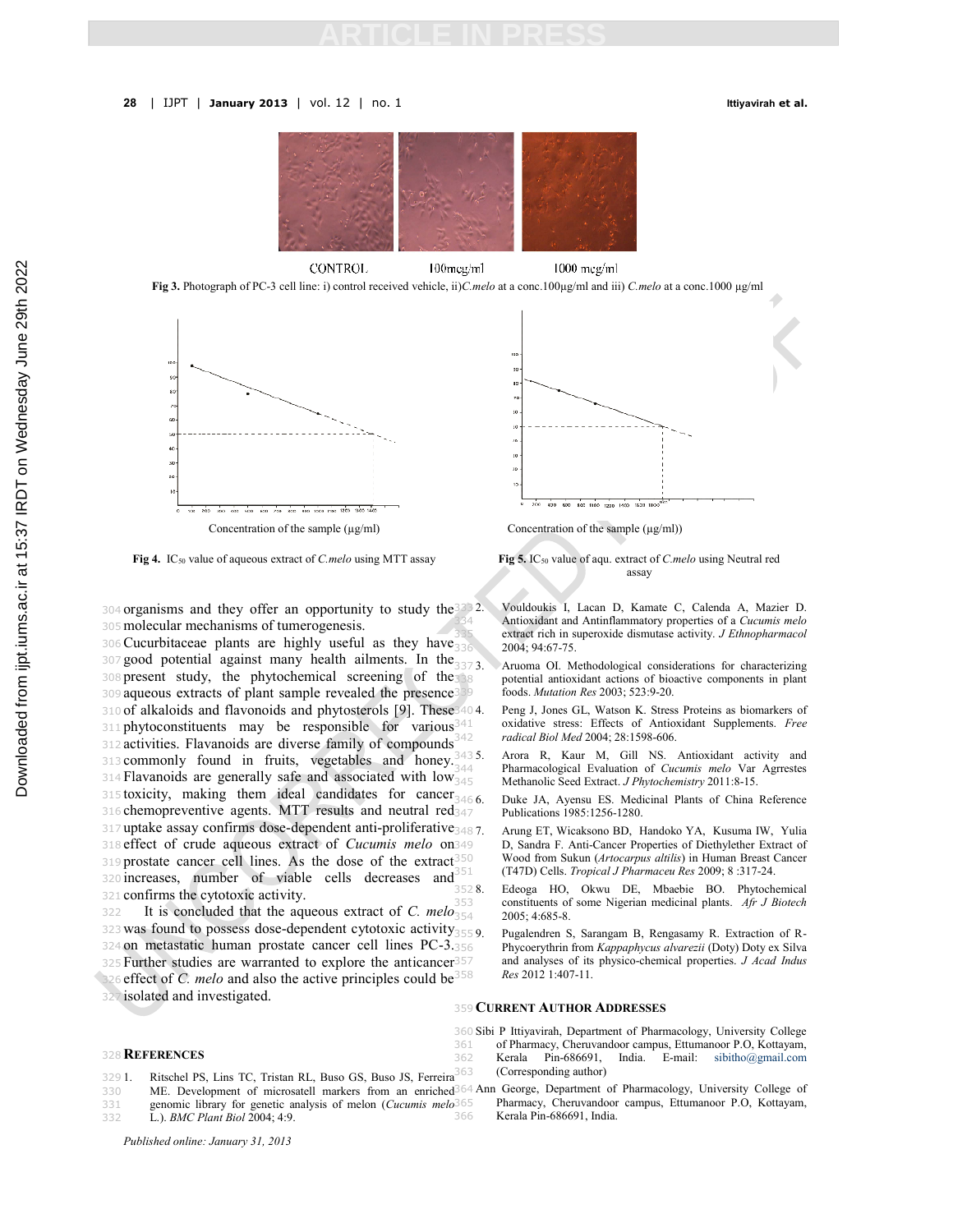CONTROL 100mcg/ml 1000 mcg/ml

**Fig 3.** Photograph of PC-3 cell line: i) control received vehicle, ii)*C.melo* at a conc.100µg/ml and iii) *C.melo* at a conc.1000 µg/ml

Concentration of the sample (µg/ml)

**Fig 4.** $IC_{50}$ value of aqueous extract of *C.melo* using MTT assay

Concentration of the sample (µg/ml))

**Fig 5.** $IC_{50}$ value of aqu. extract of *C.melo* using Neutral red assay

organisms and they offer an opportunity to study the molecular mechanisms of tumerogenesis.

Cucurbitaceae plants are highly useful as they have good potential against many health ailments. In the present study, the phytochemical screening of the aqueous extracts of plant sample revealed the presence of alkaloids and flavonoids and phytosterols [9]. These phytoconstituents may be responsible for various activities. Flavanoids are diverse family of compounds commonly found in fruits, vegetables and honey. Flavanoids are generally safe and associated with low toxicity, making them ideal candidates for cancer chemopreventive agents. MTT results and neutral red uptake assay confirms dose-dependent anti-proliferative effect of crude aqueous extract of *Cucumis melo* on prostate cancer cell lines. As the dose of the extract increases, number of viable cells decreases and confirms the cytotoxic activity.

It is concluded that the aqueous extract of *C. melo* was found to possess dose-dependent cytotoxic activity on metastatic human prostate cancer cell lines PC-3. Further studies are warranted to explore the anticancer effect of *C. melo* and also the active principles could be isolated and investigated.

## References

1. Ritschel PS, Lins TC, Tristan RL, Buso GS, Buso JS, Ferreira ME. Development of microsatell markers from an enriched genomic library for genetic analysis of melon (*Cucumis melo* L.). *BMC Plant Biol* 2004; 4:9.
2. Vouldoukis I, Lacan D, Kamate C, Calenda A, Mazier D. Antioxidant and Antinflammatory properties of a *Cucumis melo* extract rich in superoxide dismutase activity. *J Ethnopharmacol* 2004; 94:67-75.
3. Aruoma OI. Methodological considerations for characterizing potential antioxidant actions of bioactive components in plant foods. *Mutation Res* 2003; 523:9-20.
4. Peng J, Jones GL, Watson K. Stress Proteins as biomarkers of oxidative stress: Effects of Antioxidant Supplements. *Free radical Biol Med* 2004; 28:1598-606.
5. Arora R, Kaur M, Gill NS. Antioxidant activity and Pharmacological Evaluation of *Cucumis melo* Var Agrrestes Methanolic Seed Extract. *J Phytochemistry* 2011:8-15.
6. Duke JA, Ayensu ES. Medicinal Plants of China Reference Publications 1985:1256-1280.
7. Arung ET, Wicaksono BD, Handoko YA, Kusuma IW, Yulia D, Sandra F. Anti-Cancer Properties of Diethylether Extract of Wood from Sukun (*Artocarpus altilis*) in Human Breast Cancer (T47D) Cells. *Tropical J Pharmaceu Res* 2009; 8 :317-24.
8. Edeoga HO, Okwu DE, Mbaebie BO. Phytochemical constituents of some Nigerian medicinal plants. *Afr J Biotech* 2005; 4:685-8.
9. Pugalendren S, Sarangam B, Rengasamy R. Extraction of R-Phycoerythrin from *Kappaphycus alvarezii* (Doty) Doty ex Silva and analyses of its physico-chemical properties. *J Acad Indus Res* 2012 1:407-11.

## Current Author Addresses

Sibi P Ittiyavirah, Department of Pharmacology, University College of Pharmacy, Cheruvandoor campus, Ettumanoor P.O, Kottayam, Kerala Pin-686691, India. E-mail: sibitho@gmail.com (Corresponding author)

Ann George, Department of Pharmacology, University College of Pharmacy, Cheruvandoor campus, Ettumanoor P.O, Kottayam, Kerala Pin-686691, India.

*Published online: January 31, 2013*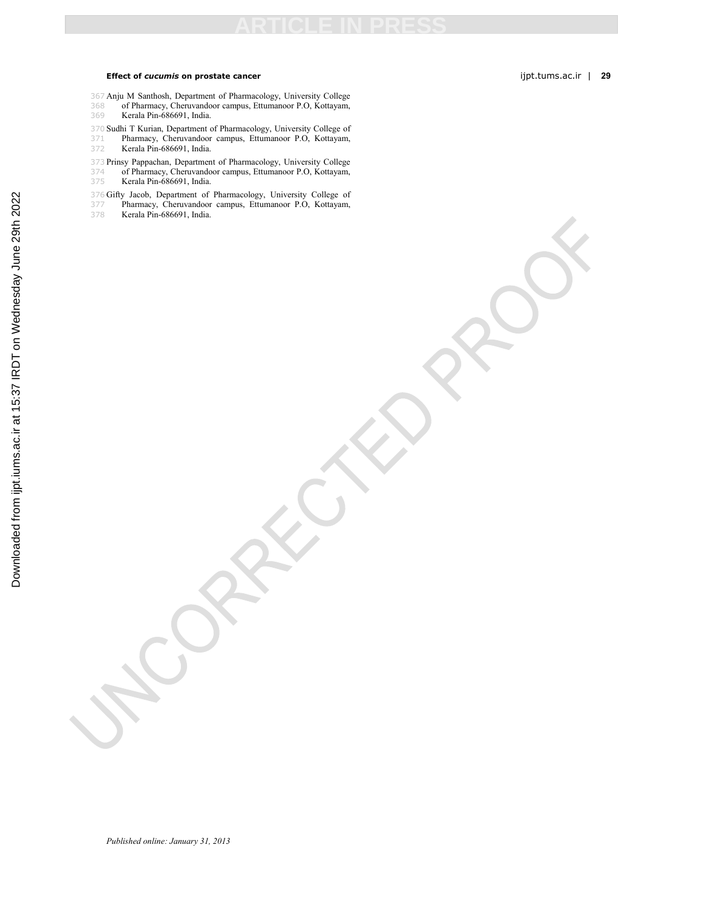Anju M Santhosh, Department of Pharmacology, University College of Pharmacy, Cheruvandoor campus, Ettumanoor P.O, Kottayam, Kerala Pin-686691, India.

Sudhi T Kurian, Department of Pharmacology, University College of Pharmacy, Cheruvandoor campus, Ettumanoor P.O, Kottayam, Kerala Pin-686691, India.

Prinsy Pappachan, Department of Pharmacology, University College of Pharmacy, Cheruvandoor campus, Ettumanoor P.O, Kottayam, Kerala Pin-686691, India.

Gifty Jacob, Department of Pharmacology, University College of Pharmacy, Cheruvandoor campus, Ettumanoor P.O, Kottayam, Kerala Pin-686691, India.

*Published online: January 31, 2013*